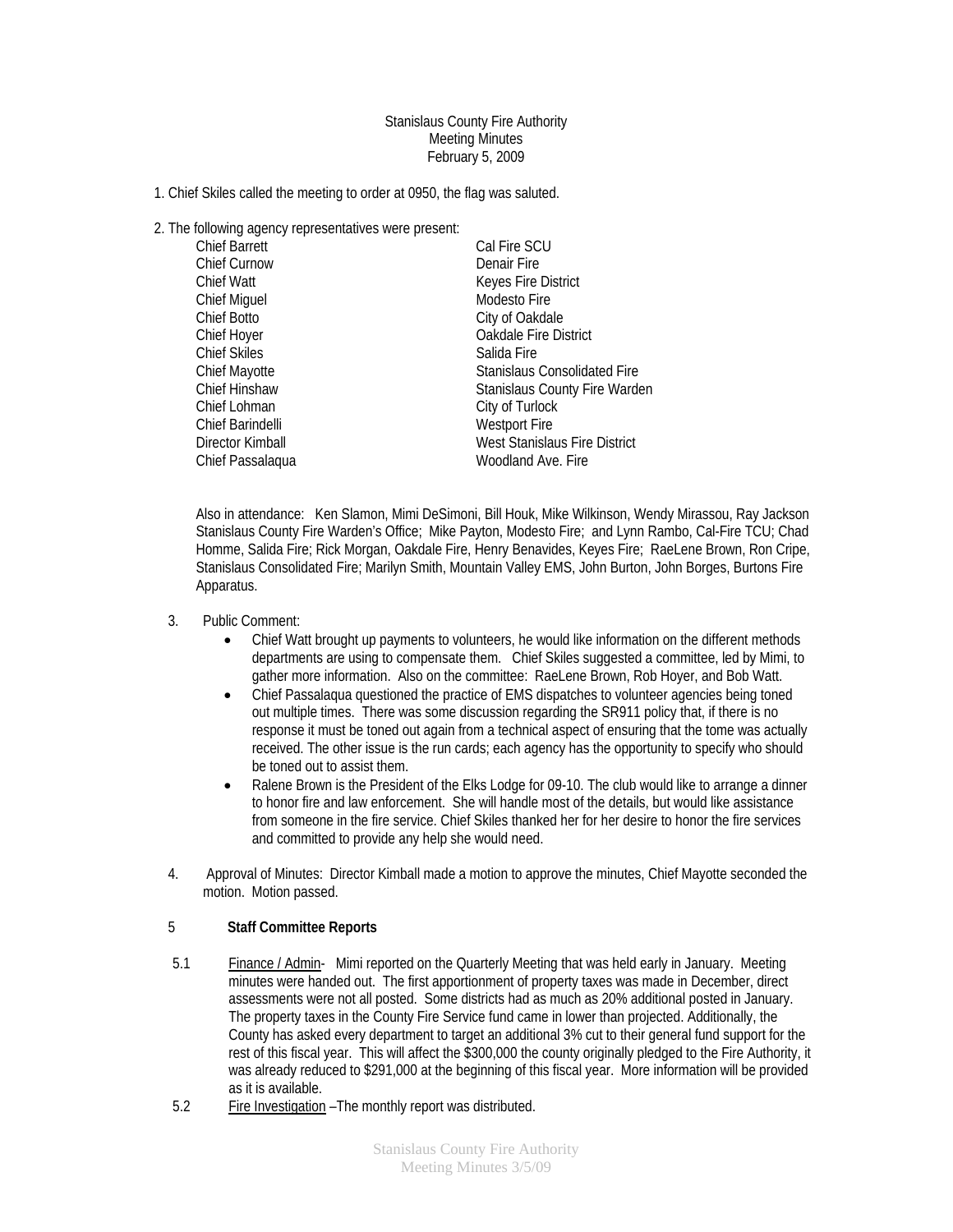Stanislaus County Fire Authority
Meeting Minutes
February 5, 2009

1. Chief Skiles called the meeting to order at 0950, the flag was saluted.

2. The following agency representatives were present:

| | |
|---|---|
| Chief Barrett | Cal Fire SCU |
| Chief Curnow | Denair Fire |
| Chief Watt | Keyes Fire District |
| Chief Miguel | Modesto Fire |
| Chief Botto | City of Oakdale |
| Chief Hoyer | Oakdale Fire District |
| Chief Skiles | Salida Fire |
| Chief Mayotte | Stanislaus Consolidated Fire |
| Chief Hinshaw | Stanislaus County Fire Warden |
| Chief Lohman | City of Turlock |
| Chief Barindelli | Westport Fire |
| Director Kimball | West Stanislaus Fire District |
| Chief Passalaqua | Woodland Ave. Fire |

Also in attendance: Ken Slamon, Mimi DeSimoni, Bill Houk, Mike Wilkinson, Wendy Mirassou, Ray Jackson Stanislaus County Fire Warden's Office; Mike Payton, Modesto Fire; and Lynn Rambo, Cal-Fire TCU; Chad Homme, Salida Fire; Rick Morgan, Oakdale Fire, Henry Benavides, Keyes Fire; RaeLene Brown, Ron Cripe, Stanislaus Consolidated Fire; Marilyn Smith, Mountain Valley EMS, John Burton, John Borges, Burtons Fire Apparatus.

3. Public Comment:
   - Chief Watt brought up payments to volunteers, he would like information on the different methods departments are using to compensate them. Chief Skiles suggested a committee, led by Mimi, to gather more information. Also on the committee: RaeLene Brown, Rob Hoyer, and Bob Watt.
   - Chief Passalaqua questioned the practice of EMS dispatches to volunteer agencies being toned out multiple times. There was some discussion regarding the SR911 policy that, if there is no response it must be toned out again from a technical aspect of ensuring that the tome was actually received. The other issue is the run cards; each agency has the opportunity to specify who should be toned out to assist them.
   - Ralene Brown is the President of the Elks Lodge for 09-10. The club would like to arrange a dinner to honor fire and law enforcement. She will handle most of the details, but would like assistance from someone in the fire service. Chief Skiles thanked her for her desire to honor the fire services and committed to provide any help she would need.

4. Approval of Minutes: Director Kimball made a motion to approve the minutes, Chief Mayotte seconded the motion. Motion passed.

5 **Staff Committee Reports**

5.1 Finance / Admin- Mimi reported on the Quarterly Meeting that was held early in January. Meeting minutes were handed out. The first apportionment of property taxes was made in December, direct assessments were not all posted. Some districts had as much as 20% additional posted in January. The property taxes in the County Fire Service fund came in lower than projected. Additionally, the County has asked every department to target an additional 3% cut to their general fund support for the rest of this fiscal year. This will affect the $300,000 the county originally pledged to the Fire Authority, it was already reduced to $291,000 at the beginning of this fiscal year. More information will be provided as it is available.

5.2 Fire Investigation –The monthly report was distributed.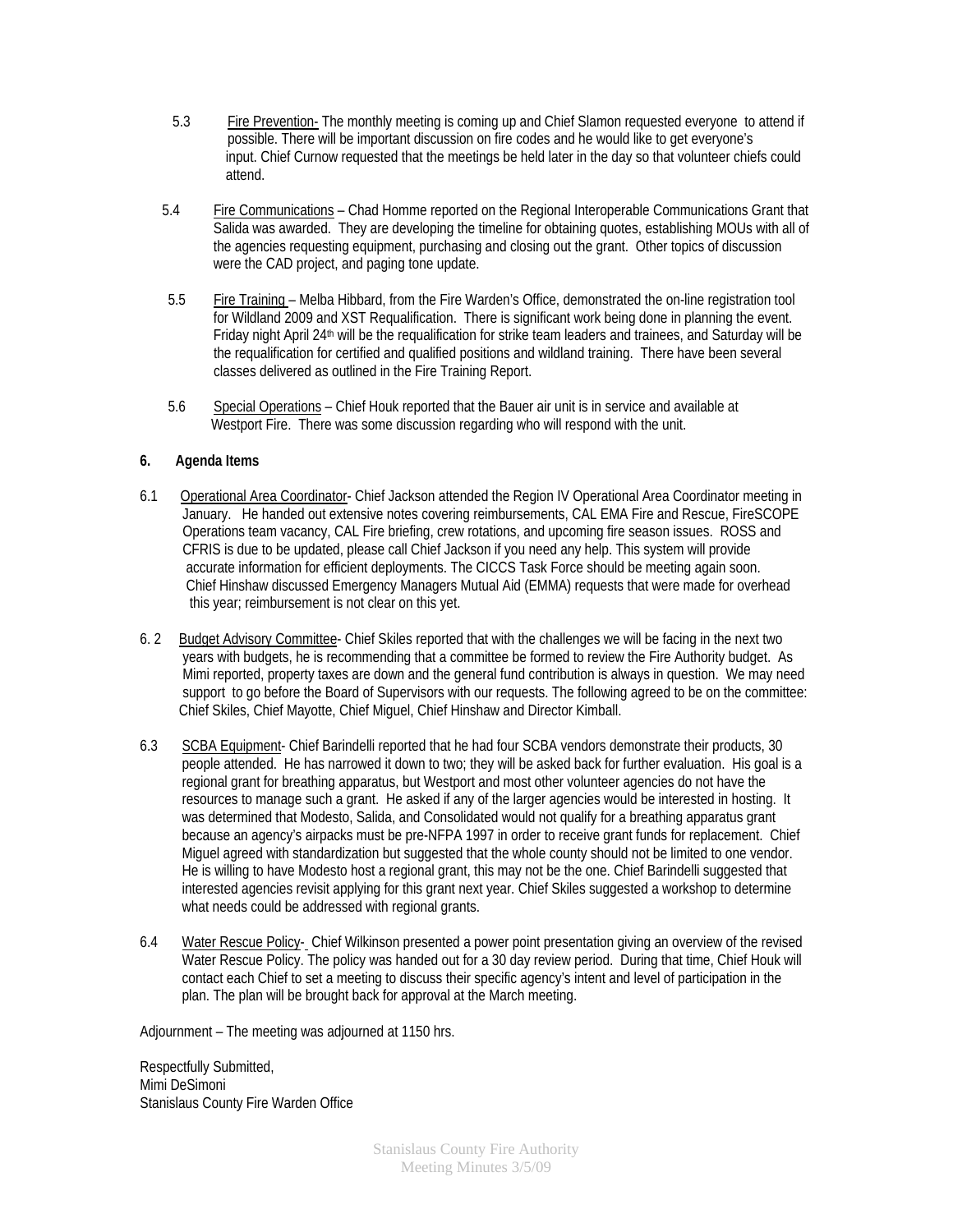5.3 Fire Prevention- The monthly meeting is coming up and Chief Slamon requested everyone to attend if possible. There will be important discussion on fire codes and he would like to get everyone's input. Chief Curnow requested that the meetings be held later in the day so that volunteer chiefs could attend.

5.4 Fire Communications – Chad Homme reported on the Regional Interoperable Communications Grant that Salida was awarded. They are developing the timeline for obtaining quotes, establishing MOUs with all of the agencies requesting equipment, purchasing and closing out the grant. Other topics of discussion were the CAD project, and paging tone update.

5.5 Fire Training – Melba Hibbard, from the Fire Warden's Office, demonstrated the on-line registration tool for Wildland 2009 and XST Requalification. There is significant work being done in planning the event. Friday night April 24th will be the requalification for strike team leaders and trainees, and Saturday will be the requalification for certified and qualified positions and wildland training. There have been several classes delivered as outlined in the Fire Training Report.

5.6 Special Operations – Chief Houk reported that the Bauer air unit is in service and available at Westport Fire. There was some discussion regarding who will respond with the unit.

**6. Agenda Items**

6.1 Operational Area Coordinator- Chief Jackson attended the Region IV Operational Area Coordinator meeting in January. He handed out extensive notes covering reimbursements, CAL EMA Fire and Rescue, FireSCOPE Operations team vacancy, CAL Fire briefing, crew rotations, and upcoming fire season issues. ROSS and CFRIS is due to be updated, please call Chief Jackson if you need any help. This system will provide accurate information for efficient deployments. The CICCS Task Force should be meeting again soon. Chief Hinshaw discussed Emergency Managers Mutual Aid (EMMA) requests that were made for overhead this year; reimbursement is not clear on this yet.

6. 2 Budget Advisory Committee- Chief Skiles reported that with the challenges we will be facing in the next two years with budgets, he is recommending that a committee be formed to review the Fire Authority budget. As Mimi reported, property taxes are down and the general fund contribution is always in question. We may need support to go before the Board of Supervisors with our requests. The following agreed to be on the committee: Chief Skiles, Chief Mayotte, Chief Miguel, Chief Hinshaw and Director Kimball.

6.3 SCBA Equipment- Chief Barindelli reported that he had four SCBA vendors demonstrate their products, 30 people attended. He has narrowed it down to two; they will be asked back for further evaluation. His goal is a regional grant for breathing apparatus, but Westport and most other volunteer agencies do not have the resources to manage such a grant. He asked if any of the larger agencies would be interested in hosting. It was determined that Modesto, Salida, and Consolidated would not qualify for a breathing apparatus grant because an agency's airpacks must be pre-NFPA 1997 in order to receive grant funds for replacement. Chief Miguel agreed with standardization but suggested that the whole county should not be limited to one vendor. He is willing to have Modesto host a regional grant, this may not be the one. Chief Barindelli suggested that interested agencies revisit applying for this grant next year. Chief Skiles suggested a workshop to determine what needs could be addressed with regional grants.

6.4 Water Rescue Policy- Chief Wilkinson presented a power point presentation giving an overview of the revised Water Rescue Policy. The policy was handed out for a 30 day review period. During that time, Chief Houk will contact each Chief to set a meeting to discuss their specific agency's intent and level of participation in the plan. The plan will be brought back for approval at the March meeting.

Adjournment – The meeting was adjourned at 1150 hrs.

Respectfully Submitted,
Mimi DeSimoni
Stanislaus County Fire Warden Office